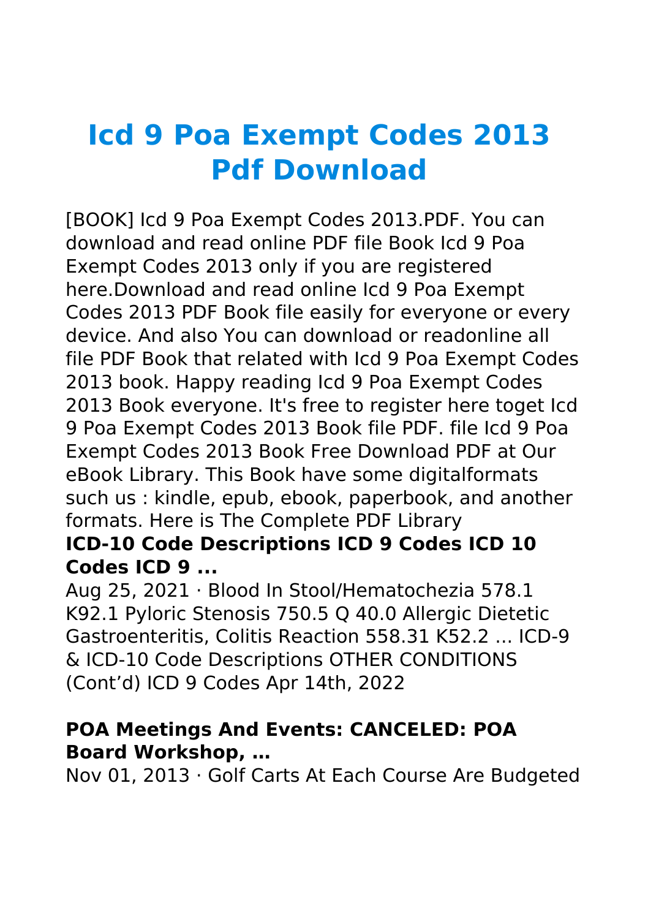# Icd 9 Poa Exempt Codes 2013 Pdf Download

[BOOK] Icd 9 Poa Exempt Codes 2013.PDF. You can download and read online PDF file Book Icd 9 Poa Exempt Codes 2013 only if you are registered here.Download and read online Icd 9 Poa Exempt Codes 2013 PDF Book file easily for everyone or every device. And also You can download or readonline all file PDF Book that related with Icd 9 Poa Exempt Codes 2013 book. Happy reading Icd 9 Poa Exempt Codes 2013 Book everyone. It's free to register here toget Icd 9 Poa Exempt Codes 2013 Book file PDF. file Icd 9 Poa Exempt Codes 2013 Book Free Download PDF at Our eBook Library. This Book have some digitalformats such us : kindle, epub, ebook, paperbook, and another formats. Here is The Complete PDF Library

### ICD-10 Code Descriptions ICD 9 Codes ICD 10 Codes ICD 9 ...

Aug 25, 2021 · Blood In Stool/Hematochezia 578.1 K92.1 Pyloric Stenosis 750.5 Q 40.0 Allergic Dietetic Gastroenteritis, Colitis Reaction 558.31 K52.2 ... ICD-9 & ICD-10 Code Descriptions OTHER CONDITIONS (Cont'd) ICD 9 Codes Apr 14th, 2022

### POA Meetings And Events: CANCELED: POA Board Workshop, …

Nov 01, 2013 · Golf Carts At Each Course Are Budgeted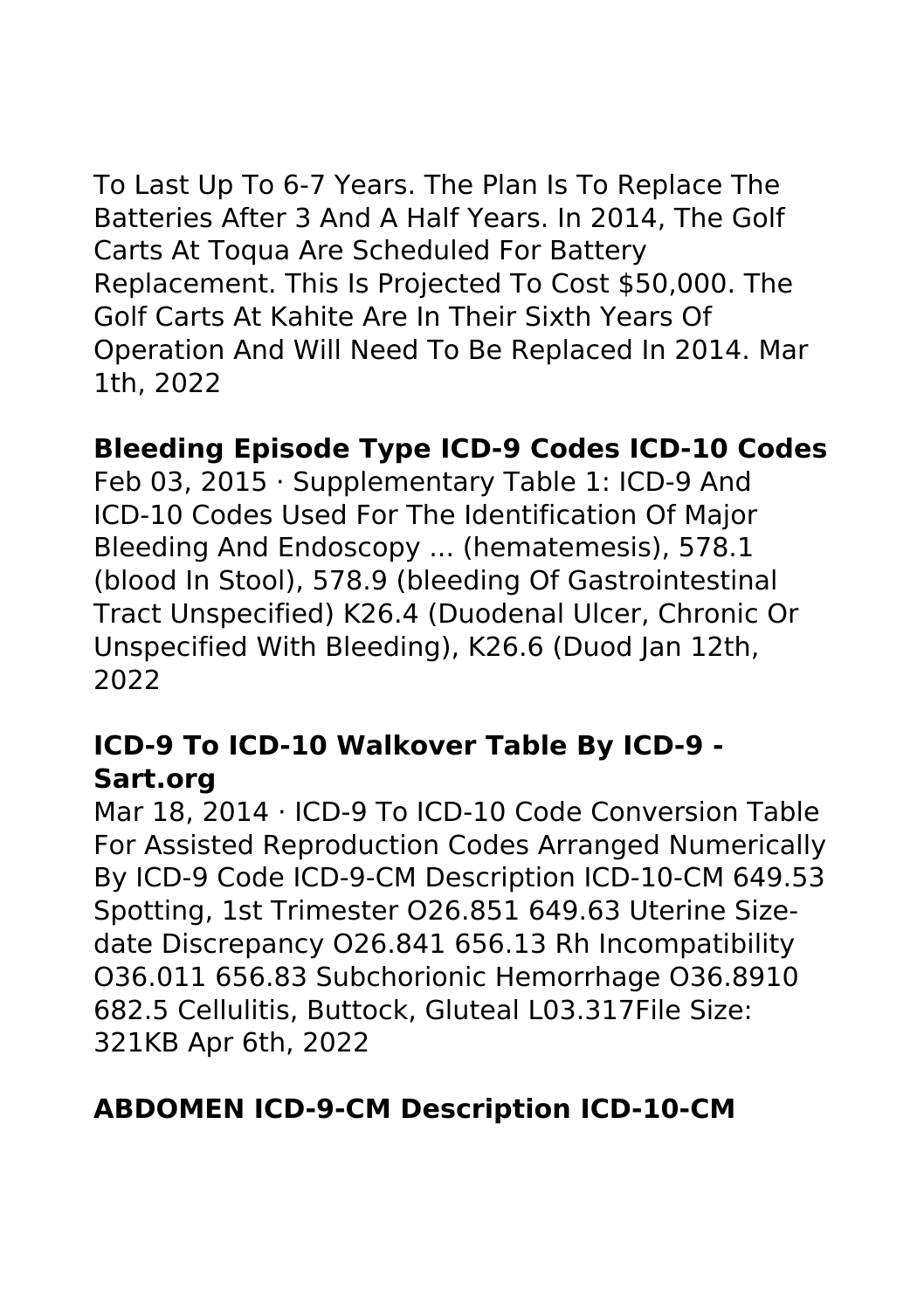To Last Up To 6-7 Years. The Plan Is To Replace The Batteries After 3 And A Half Years. In 2014, The Golf Carts At Toqua Are Scheduled For Battery Replacement. This Is Projected To Cost $50,000. The Golf Carts At Kahite Are In Their Sixth Years Of Operation And Will Need To Be Replaced In 2014. Mar 1th, 2022

**Bleeding Episode Type ICD-9 Codes ICD-10 Codes**

Feb 03, 2015 · Supplementary Table 1: ICD-9 And ICD-10 Codes Used For The Identification Of Major Bleeding And Endoscopy ... (hematemesis), 578.1 (blood In Stool), 578.9 (bleeding Of Gastrointestinal Tract Unspecified) K26.4 (Duodenal Ulcer, Chronic Or Unspecified With Bleeding), K26.6 (Duod Jan 12th, 2022

**ICD-9 To ICD-10 Walkover Table By ICD-9 - Sart.org**

Mar 18, 2014 · ICD-9 To ICD-10 Code Conversion Table For Assisted Reproduction Codes Arranged Numerically By ICD-9 Code ICD-9-CM Description ICD-10-CM 649.53 Spotting, 1st Trimester O26.851 649.63 Uterine Size-date Discrepancy O26.841 656.13 Rh Incompatibility O36.011 656.83 Subchorionic Hemorrhage O36.8910 682.5 Cellulitis, Buttock, Gluteal L03.317File Size: 321KB Apr 6th, 2022

**ABDOMEN ICD-9-CM Description ICD-10-CM**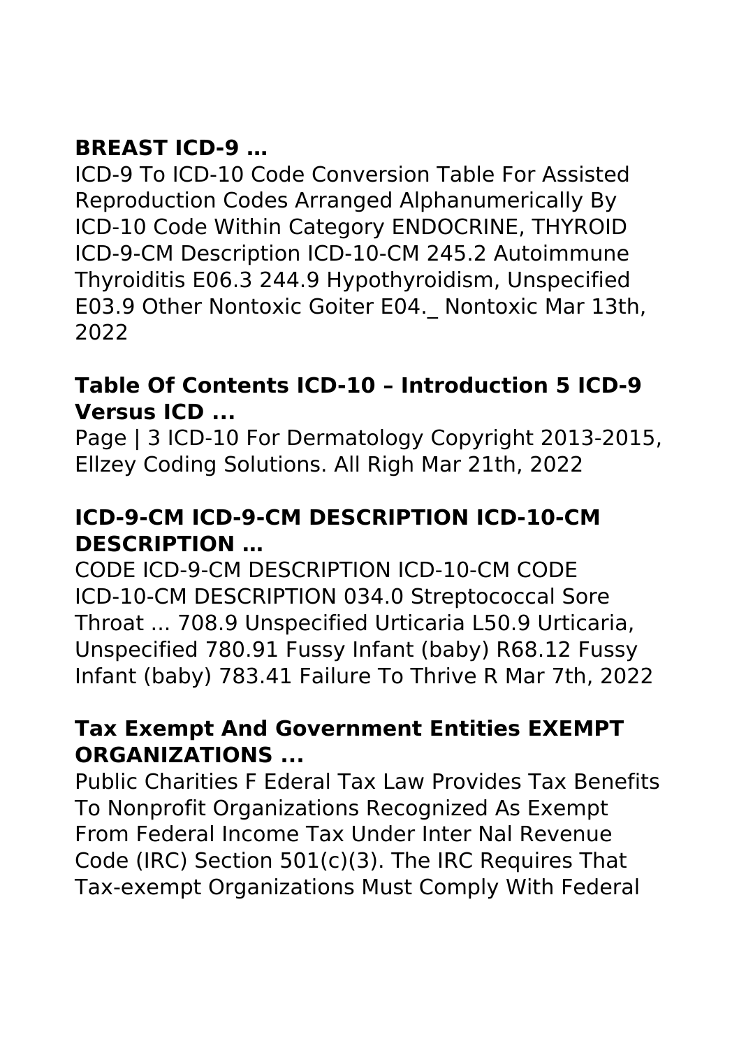## **BREAST ICD-9 …**

ICD-9 To ICD-10 Code Conversion Table For Assisted Reproduction Codes Arranged Alphanumerically By ICD-10 Code Within Category ENDOCRINE, THYROID ICD-9-CM Description ICD-10-CM 245.2 Autoimmune Thyroiditis E06.3 244.9 Hypothyroidism, Unspecified E03.9 Other Nontoxic Goiter E04._ Nontoxic Mar 13th, 2022

## **Table Of Contents ICD-10 – Introduction 5 ICD-9 Versus ICD ...**

Page | 3 ICD-10 For Dermatology Copyright 2013-2015, Ellzey Coding Solutions. All Righ Mar 21th, 2022

## **ICD-9-CM ICD-9-CM DESCRIPTION ICD-10-CM DESCRIPTION …**

CODE ICD-9-CM DESCRIPTION ICD-10-CM CODE ICD-10-CM DESCRIPTION 034.0 Streptococcal Sore Throat ... 708.9 Unspecified Urticaria L50.9 Urticaria, Unspecified 780.91 Fussy Infant (baby) R68.12 Fussy Infant (baby) 783.41 Failure To Thrive R Mar 7th, 2022

## **Tax Exempt And Government Entities EXEMPT ORGANIZATIONS ...**

Public Charities F Ederal Tax Law Provides Tax Benefits To Nonprofit Organizations Recognized As Exempt From Federal Income Tax Under Inter Nal Revenue Code (IRC) Section 501(c)(3). The IRC Requires That Tax-exempt Organizations Must Comply With Federal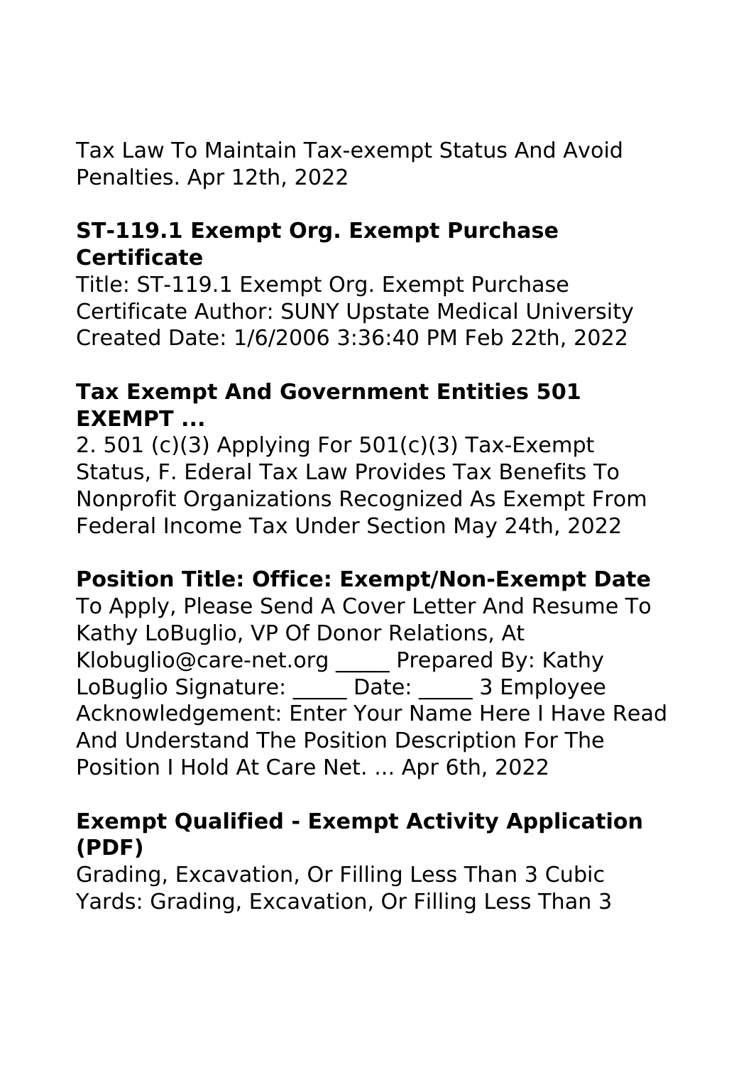Tax Law To Maintain Tax-exempt Status And Avoid Penalties. Apr 12th, 2022

### ST-119.1 Exempt Org. Exempt Purchase Certificate

Title: ST-119.1 Exempt Org. Exempt Purchase Certificate Author: SUNY Upstate Medical University Created Date: 1/6/2006 3:36:40 PM Feb 22th, 2022

### Tax Exempt And Government Entities 501 EXEMPT ...

2. 501 (c)(3) Applying For 501(c)(3) Tax-Exempt Status, F. Ederal Tax Law Provides Tax Benefits To Nonprofit Organizations Recognized As Exempt From Federal Income Tax Under Section May 24th, 2022

### Position Title: Office: Exempt/Non-Exempt Date

To Apply, Please Send A Cover Letter And Resume To Kathy LoBuglio, VP Of Donor Relations, At Klobuglio@care-net.org _____ Prepared By: Kathy LoBuglio Signature: _____ Date: _____ 3 Employee Acknowledgement: Enter Your Name Here I Have Read And Understand The Position Description For The Position I Hold At Care Net. ... Apr 6th, 2022

### Exempt Qualified - Exempt Activity Application (PDF)

Grading, Excavation, Or Filling Less Than 3 Cubic Yards: Grading, Excavation, Or Filling Less Than 3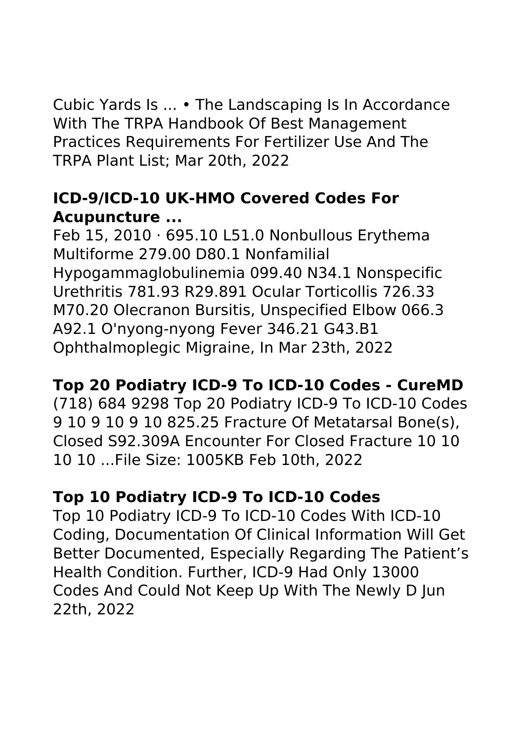Cubic Yards Is ... • The Landscaping Is In Accordance With The TRPA Handbook Of Best Management Practices Requirements For Fertilizer Use And The TRPA Plant List; Mar 20th, 2022

## ICD-9/ICD-10 UK-HMO Covered Codes For Acupuncture ...

Feb 15, 2010 · 695.10 L51.0 Nonbullous Erythema Multiforme 279.00 D80.1 Nonfamilial Hypogammaglobulinemia 099.40 N34.1 Nonspecific Urethritis 781.93 R29.891 Ocular Torticollis 726.33 M70.20 Olecranon Bursitis, Unspecified Elbow 066.3 A92.1 O'nyong-nyong Fever 346.21 G43.B1 Ophthalmoplegic Migraine, In Mar 23th, 2022

## Top 20 Podiatry ICD-9 To ICD-10 Codes - CureMD

(718) 684 9298 Top 20 Podiatry ICD-9 To ICD-10 Codes 9 10 9 10 9 10 825.25 Fracture Of Metatarsal Bone(s), Closed S92.309A Encounter For Closed Fracture 10 10 10 10 ...File Size: 1005KB Feb 10th, 2022

## Top 10 Podiatry ICD-9 To ICD-10 Codes

Top 10 Podiatry ICD-9 To ICD-10 Codes With ICD-10 Coding, Documentation Of Clinical Information Will Get Better Documented, Especially Regarding The Patient's Health Condition. Further, ICD-9 Had Only 13000 Codes And Could Not Keep Up With The Newly D Jun 22th, 2022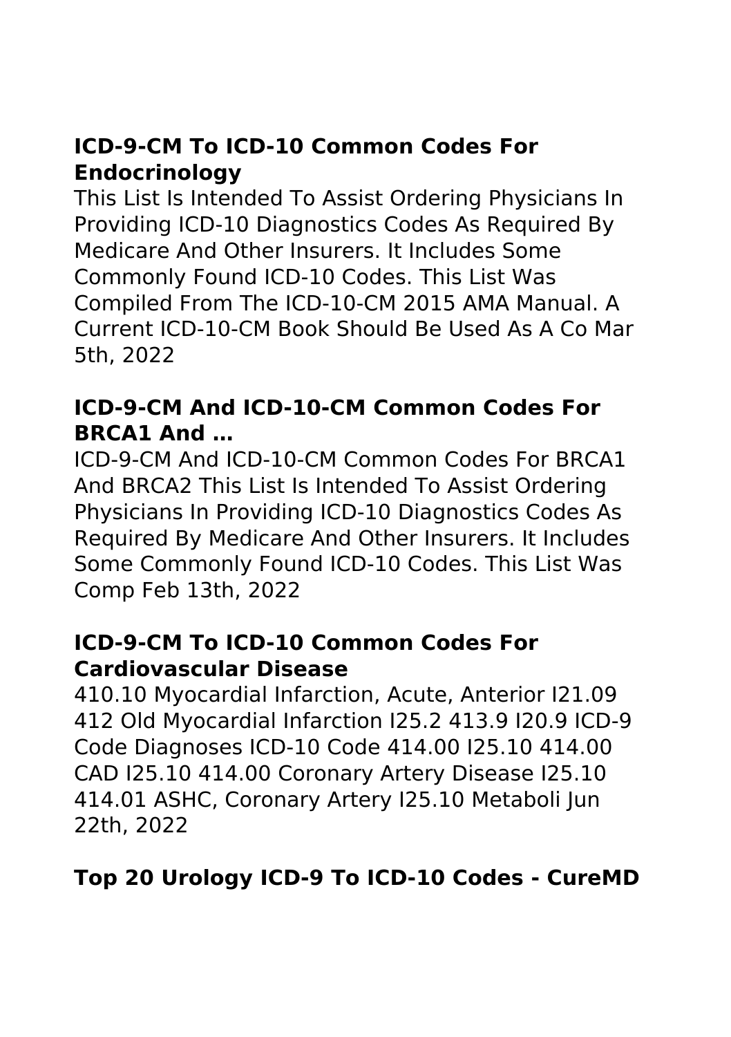## ICD-9-CM To ICD-10 Common Codes For Endocrinology

This List Is Intended To Assist Ordering Physicians In Providing ICD-10 Diagnostics Codes As Required By Medicare And Other Insurers. It Includes Some Commonly Found ICD-10 Codes. This List Was Compiled From The ICD-10-CM 2015 AMA Manual. A Current ICD-10-CM Book Should Be Used As A Co Mar 5th, 2022

## ICD-9-CM And ICD-10-CM Common Codes For BRCA1 And …

ICD-9-CM And ICD-10-CM Common Codes For BRCA1 And BRCA2 This List Is Intended To Assist Ordering Physicians In Providing ICD-10 Diagnostics Codes As Required By Medicare And Other Insurers. It Includes Some Commonly Found ICD-10 Codes. This List Was Comp Feb 13th, 2022

## ICD-9-CM To ICD-10 Common Codes For Cardiovascular Disease

410.10 Myocardial Infarction, Acute, Anterior I21.09 412 Old Myocardial Infarction I25.2 413.9 I20.9 ICD-9 Code Diagnoses ICD-10 Code 414.00 I25.10 414.00 CAD I25.10 414.00 Coronary Artery Disease I25.10 414.01 ASHC, Coronary Artery I25.10 Metaboli Jun 22th, 2022

## Top 20 Urology ICD-9 To ICD-10 Codes - CureMD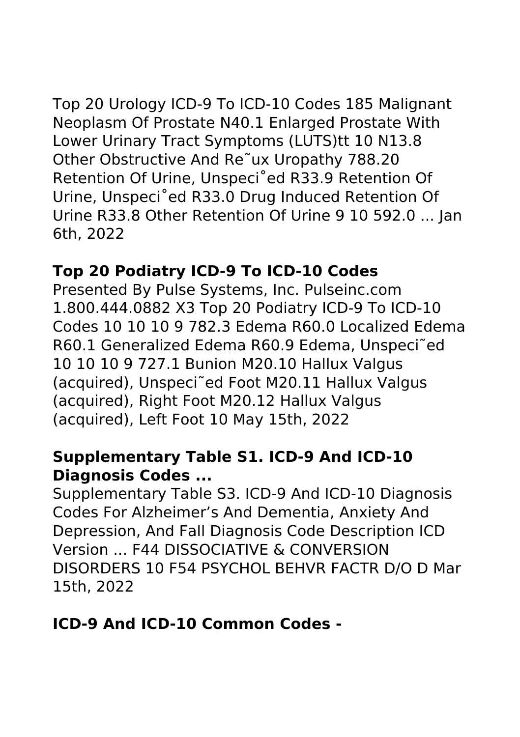Top 20 Urology ICD-9 To ICD-10 Codes 185 Malignant Neoplasm Of Prostate N40.1 Enlarged Prostate With Lower Urinary Tract Symptoms (LUTS)tt 10 N13.8 Other Obstructive And Re˜ux Uropathy 788.20 Retention Of Urine, Unspeci˚ed R33.9 Retention Of Urine, Unspeci˚ed R33.0 Drug Induced Retention Of Urine R33.8 Other Retention Of Urine 9 10 592.0 ... Jan 6th, 2022

**Top 20 Podiatry ICD-9 To ICD-10 Codes**

Presented By Pulse Systems, Inc. Pulseinc.com 1.800.444.0882 X3 Top 20 Podiatry ICD-9 To ICD-10 Codes 10 10 10 9 782.3 Edema R60.0 Localized Edema R60.1 Generalized Edema R60.9 Edema, Unspeci˜ed 10 10 10 9 727.1 Bunion M20.10 Hallux Valgus (acquired), Unspeci˜ed Foot M20.11 Hallux Valgus (acquired), Right Foot M20.12 Hallux Valgus (acquired), Left Foot 10 May 15th, 2022

**Supplementary Table S1. ICD-9 And ICD-10 Diagnosis Codes ...**

Supplementary Table S3. ICD-9 And ICD-10 Diagnosis Codes For Alzheimer's And Dementia, Anxiety And Depression, And Fall Diagnosis Code Description ICD Version ... F44 DISSOCIATIVE & CONVERSION DISORDERS 10 F54 PSYCHOL BEHVR FACTR D/O D Mar 15th, 2022

**ICD-9 And ICD-10 Common Codes -**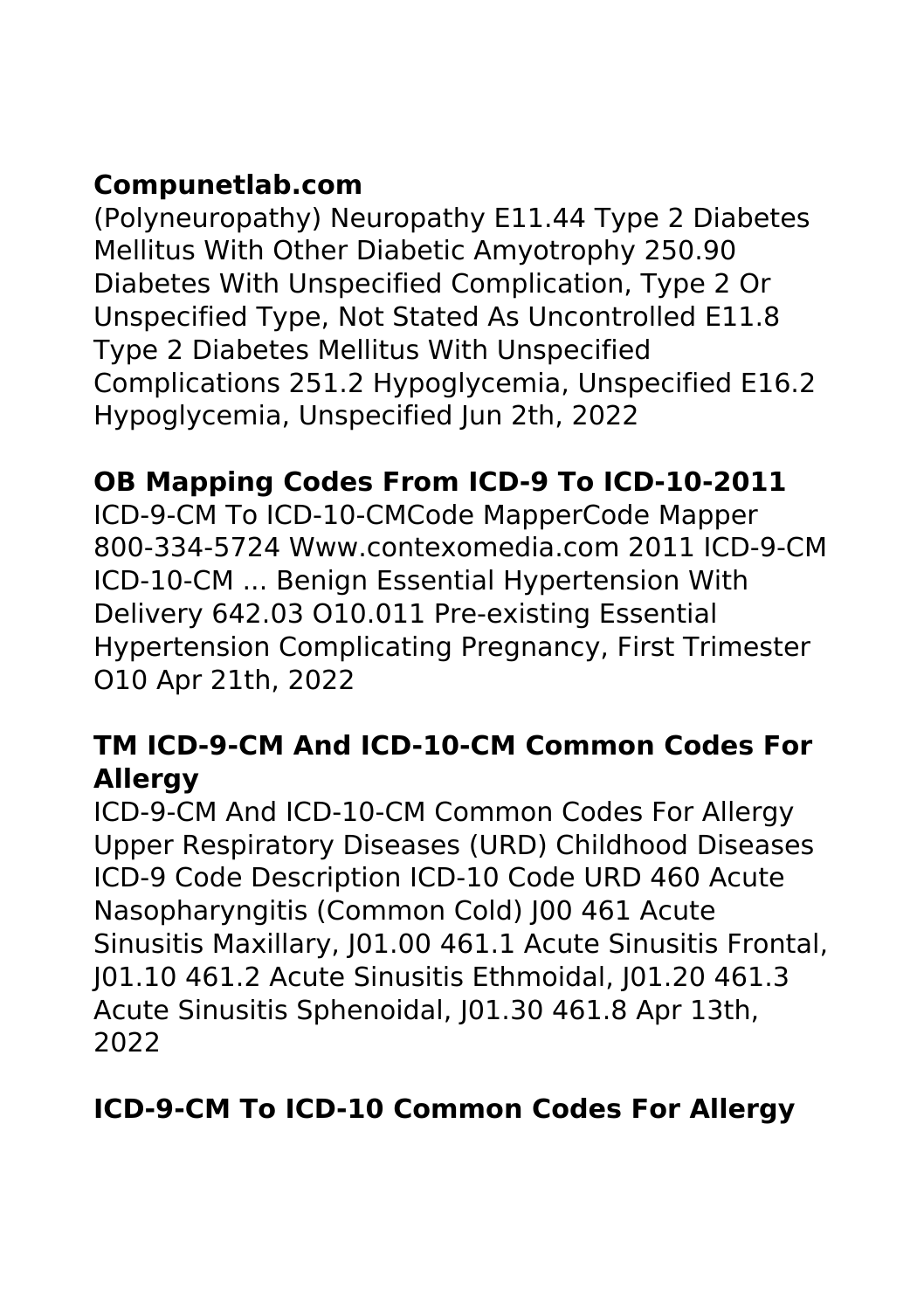## Compunetlab.com

(Polyneuropathy) Neuropathy E11.44 Type 2 Diabetes Mellitus With Other Diabetic Amyotrophy 250.90 Diabetes With Unspecified Complication, Type 2 Or Unspecified Type, Not Stated As Uncontrolled E11.8 Type 2 Diabetes Mellitus With Unspecified Complications 251.2 Hypoglycemia, Unspecified E16.2 Hypoglycemia, Unspecified Jun 2th, 2022

## OB Mapping Codes From ICD-9 To ICD-10-2011

ICD-9-CM To ICD-10-CMCode MapperCode Mapper 800-334-5724 Www.contexomedia.com 2011 ICD-9-CM ICD-10-CM ... Benign Essential Hypertension With Delivery 642.03 O10.011 Pre-existing Essential Hypertension Complicating Pregnancy, First Trimester O10 Apr 21th, 2022

## TM ICD-9-CM And ICD-10-CM Common Codes For Allergy

ICD-9-CM And ICD-10-CM Common Codes For Allergy Upper Respiratory Diseases (URD) Childhood Diseases ICD-9 Code Description ICD-10 Code URD 460 Acute Nasopharyngitis (Common Cold) J00 461 Acute Sinusitis Maxillary, J01.00 461.1 Acute Sinusitis Frontal, J01.10 461.2 Acute Sinusitis Ethmoidal, J01.20 461.3 Acute Sinusitis Sphenoidal, J01.30 461.8 Apr 13th, 2022

## ICD-9-CM To ICD-10 Common Codes For Allergy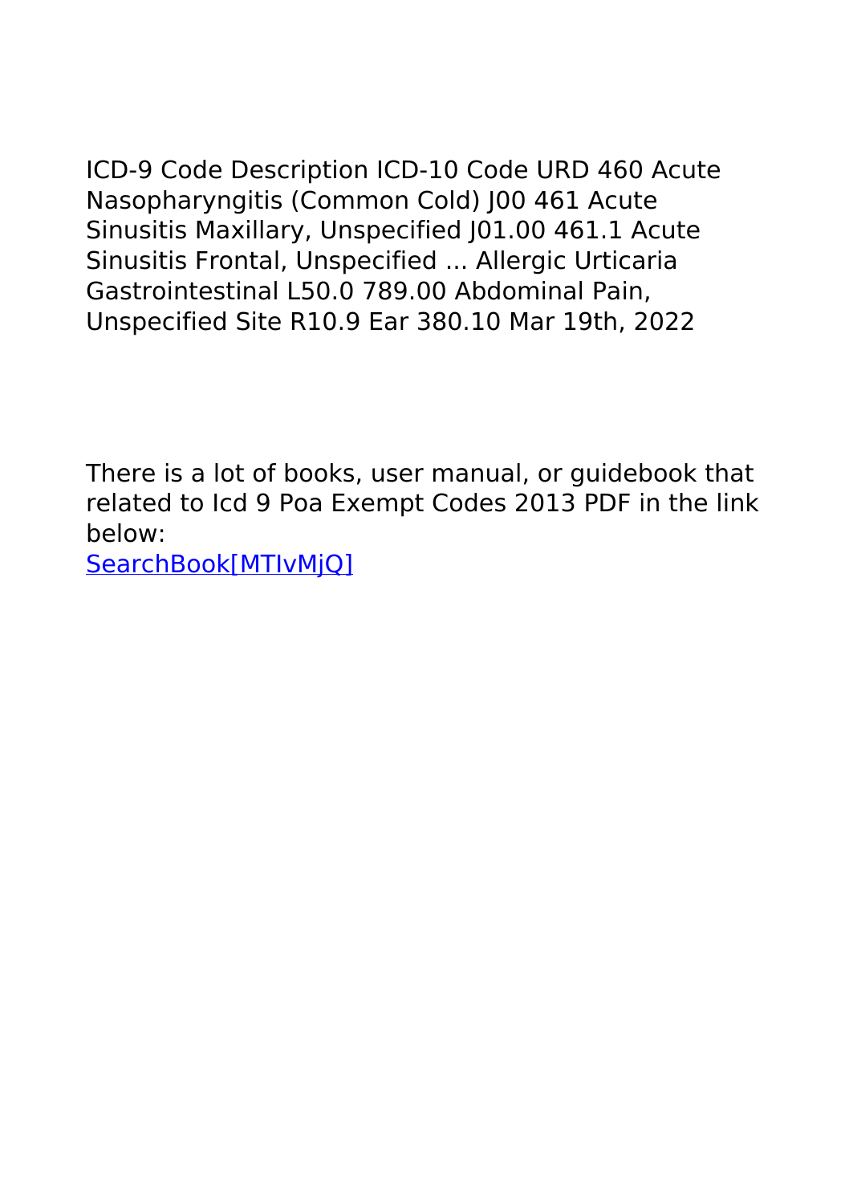ICD-9 Code Description ICD-10 Code URD 460 Acute Nasopharyngitis (Common Cold) J00 461 Acute Sinusitis Maxillary, Unspecified J01.00 461.1 Acute Sinusitis Frontal, Unspecified ... Allergic Urticaria Gastrointestinal L50.0 789.00 Abdominal Pain, Unspecified Site R10.9 Ear 380.10 Mar 19th, 2022

There is a lot of books, user manual, or guidebook that related to Icd 9 Poa Exempt Codes 2013 PDF in the link below:
[SearchBook[MTIvMjQ]]